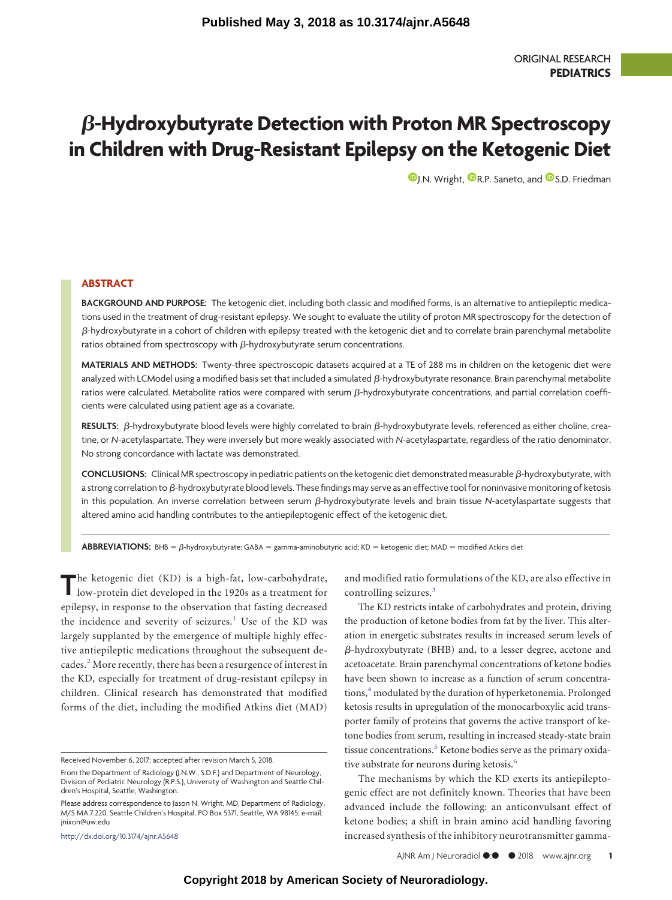Published May 3, 2018 as 10.3174/ajnr.A5648

ORIGINAL RESEARCH
**PEDIATRICS**

# β-Hydroxybutyrate Detection with Proton MR Spectroscopy in Children with Drug-Resistant Epilepsy on the Ketogenic Diet

J.N. Wright, R.P. Saneto, and S.D. Friedman

## ABSTRACT

**BACKGROUND AND PURPOSE:** The ketogenic diet, including both classic and modified forms, is an alternative to antiepileptic medications used in the treatment of drug-resistant epilepsy. We sought to evaluate the utility of proton MR spectroscopy for the detection of β-hydroxybutyrate in a cohort of children with epilepsy treated with the ketogenic diet and to correlate brain parenchymal metabolite ratios obtained from spectroscopy with β-hydroxybutyrate serum concentrations.

**MATERIALS AND METHODS:** Twenty-three spectroscopic datasets acquired at a TE of 288 ms in children on the ketogenic diet were analyzed with LCModel using a modified basis set that included a simulated β-hydroxybutyrate resonance. Brain parenchymal metabolite ratios were calculated. Metabolite ratios were compared with serum β-hydroxybutyrate concentrations, and partial correlation coefficients were calculated using patient age as a covariate.

**RESULTS:** β-hydroxybutyrate blood levels were highly correlated to brain β-hydroxybutyrate levels, referenced as either choline, creatine, or *N*-acetylaspartate. They were inversely but more weakly associated with *N*-acetylaspartate, regardless of the ratio denominator. No strong concordance with lactate was demonstrated.

**CONCLUSIONS:** Clinical MR spectroscopy in pediatric patients on the ketogenic diet demonstrated measurable β-hydroxybutyrate, with a strong correlation to β-hydroxybutyrate blood levels. These findings may serve as an effective tool for noninvasive monitoring of ketosis in this population. An inverse correlation between serum β-hydroxybutyrate levels and brain tissue *N*-acetylaspartate suggests that altered amino acid handling contributes to the antiepileptogenic effect of the ketogenic diet.

**ABBREVIATIONS:** BHB = β-hydroxybutyrate; GABA = gamma-aminobutyric acid; KD = ketogenic diet; MAD = modified Atkins diet

The ketogenic diet (KD) is a high-fat, low-carbohydrate, low-protein diet developed in the 1920s as a treatment for epilepsy, in response to the observation that fasting decreased the incidence and severity of seizures.[1] Use of the KD was largely supplanted by the emergence of multiple highly effective antiepileptic medications throughout the subsequent decades.[2] More recently, there has been a resurgence of interest in the KD, especially for treatment of drug-resistant epilepsy in children. Clinical research has demonstrated that modified forms of the diet, including the modified Atkins diet (MAD) and modified ratio formulations of the KD, are also effective in controlling seizures.[3]

The KD restricts intake of carbohydrates and protein, driving the production of ketone bodies from fat by the liver. This alteration in energetic substrates results in increased serum levels of β-hydroxybutyrate (BHB) and, to a lesser degree, acetone and acetoacetate. Brain parenchymal concentrations of ketone bodies have been shown to increase as a function of serum concentrations,[4] modulated by the duration of hyperketonemia. Prolonged ketosis results in upregulation of the monocarboxylic acid transporter family of proteins that governs the active transport of ketone bodies from serum, resulting in increased steady-state brain tissue concentrations.[5] Ketone bodies serve as the primary oxidative substrate for neurons during ketosis.[6]

The mechanisms by which the KD exerts its antiepileptogenic effect are not definitely known. Theories that have been advanced include the following: an anticonvulsant effect of ketone bodies; a shift in brain amino acid handling favoring increased synthesis of the inhibitory neurotransmitter gamma-

Received November 6, 2017; accepted after revision March 5, 2018.

From the Department of Radiology (J.N.W., S.D.F.) and Department of Neurology, Division of Pediatric Neurology (R.P.S.), University of Washington and Seattle Children's Hospital, Seattle, Washington.

Please address correspondence to Jason N. Wright, MD, Department of Radiology, M/S MA.7.220, Seattle Children's Hospital, PO Box 5371, Seattle, WA 98145; e-mail: jnixon@uw.edu

http://dx.doi.org/10.3174/ajnr.A5648

Copyright 2018 by American Society of Neuroradiology.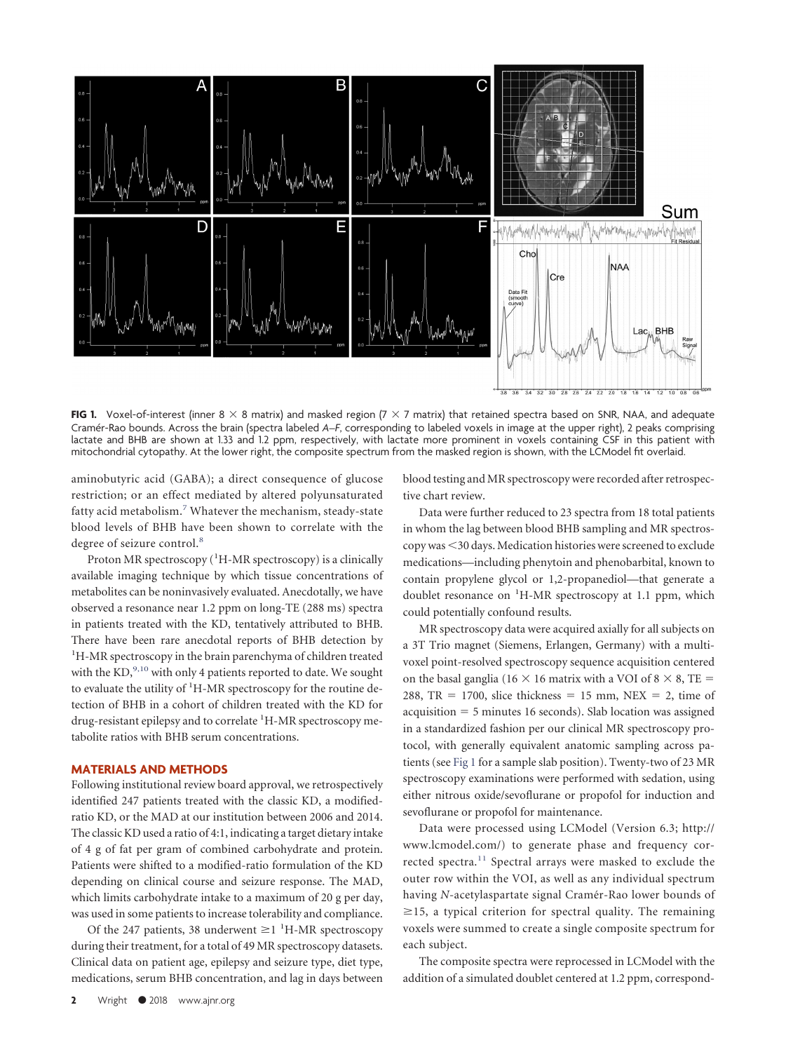**FIG 1.** Voxel-of-interest (inner 8 × 8 matrix) and masked region (7 × 7 matrix) that retained spectra based on SNR, NAA, and adequate Cramér-Rao bounds. Across the brain (spectra labeled *A–F*, corresponding to labeled voxels in image at the upper right), 2 peaks comprising lactate and BHB are shown at 1.33 and 1.2 ppm, respectively, with lactate more prominent in voxels containing CSF in this patient with mitochondrial cytopathy. At the lower right, the composite spectrum from the masked region is shown, with the LCModel fit overlaid.

aminobutyric acid (GABA); a direct consequence of glucose restriction; or an effect mediated by altered polyunsaturated fatty acid metabolism.[7] Whatever the mechanism, steady-state blood levels of BHB have been shown to correlate with the degree of seizure control.[8]

Proton MR spectroscopy ($^{1}$H-MR spectroscopy) is a clinically available imaging technique by which tissue concentrations of metabolites can be noninvasively evaluated. Anecdotally, we have observed a resonance near 1.2 ppm on long-TE (288 ms) spectra in patients treated with the KD, tentatively attributed to BHB. There have been rare anecdotal reports of BHB detection by $^{1}$H-MR spectroscopy in the brain parenchyma of children treated with the KD,[9,10] with only 4 patients reported to date. We sought to evaluate the utility of $^{1}$H-MR spectroscopy for the routine detection of BHB in a cohort of children treated with the KD for drug-resistant epilepsy and to correlate $^{1}$H-MR spectroscopy metabolite ratios with BHB serum concentrations.

## MATERIALS AND METHODS

Following institutional review board approval, we retrospectively identified 247 patients treated with the classic KD, a modified-ratio KD, or the MAD at our institution between 2006 and 2014. The classic KD used a ratio of 4:1, indicating a target dietary intake of 4 g of fat per gram of combined carbohydrate and protein. Patients were shifted to a modified-ratio formulation of the KD depending on clinical course and seizure response. The MAD, which limits carbohydrate intake to a maximum of 20 g per day, was used in some patients to increase tolerability and compliance.

Of the 247 patients, 38 underwent ≥1 $^{1}$H-MR spectroscopy during their treatment, for a total of 49 MR spectroscopy datasets. Clinical data on patient age, epilepsy and seizure type, diet type, medications, serum BHB concentration, and lag in days between blood testing and MR spectroscopy were recorded after retrospective chart review.

Data were further reduced to 23 spectra from 18 total patients in whom the lag between blood BHB sampling and MR spectroscopy was <30 days. Medication histories were screened to exclude medications—including phenytoin and phenobarbital, known to contain propylene glycol or 1,2-propanediol—that generate a doublet resonance on $^{1}$H-MR spectroscopy at 1.1 ppm, which could potentially confound results.

MR spectroscopy data were acquired axially for all subjects on a 3T Trio magnet (Siemens, Erlangen, Germany) with a multivoxel point-resolved spectroscopy sequence acquisition centered on the basal ganglia (16 × 16 matrix with a VOI of 8 × 8, TE = 288, TR = 1700, slice thickness = 15 mm, NEX = 2, time of acquisition = 5 minutes 16 seconds). Slab location was assigned in a standardized fashion per our clinical MR spectroscopy protocol, with generally equivalent anatomic sampling across patients (see Fig 1 for a sample slab position). Twenty-two of 23 MR spectroscopy examinations were performed with sedation, using either nitrous oxide/sevoflurane or propofol for induction and sevoflurane or propofol for maintenance.

Data were processed using LCModel (Version 6.3; http://www.lcmodel.com/) to generate phase and frequency corrected spectra.[11] Spectral arrays were masked to exclude the outer row within the VOI, as well as any individual spectrum having *N*-acetylaspartate signal Cramér-Rao lower bounds of ≥15, a typical criterion for spectral quality. The remaining voxels were summed to create a single composite spectrum for each subject.

The composite spectra were reprocessed in LCModel with the addition of a simulated doublet centered at 1.2 ppm, correspond-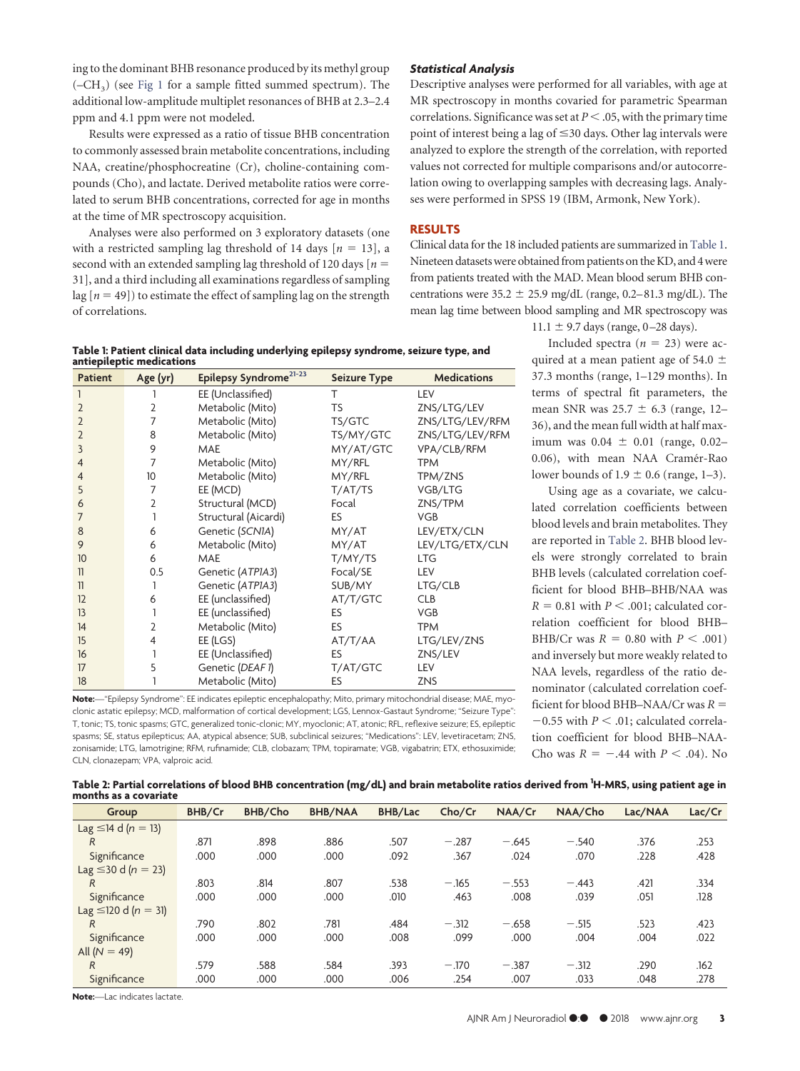ing to the dominant BHB resonance produced by its methyl group ($-CH_3$) (see Fig 1 for a sample fitted summed spectrum). The additional low-amplitude multiplet resonances of BHB at 2.3–2.4 ppm and 4.1 ppm were not modeled.

Results were expressed as a ratio of tissue BHB concentration to commonly assessed brain metabolite concentrations, including NAA, creatine/phosphocreatine (Cr), choline-containing compounds (Cho), and lactate. Derived metabolite ratios were correlated to serum BHB concentrations, corrected for age in months at the time of MR spectroscopy acquisition.

Analyses were also performed on 3 exploratory datasets (one with a restricted sampling lag threshold of 14 days [$n = 13$], a second with an extended sampling lag threshold of 120 days [$n = 31$], and a third including all examinations regardless of sampling lag [$n = 49$]) to estimate the effect of sampling lag on the strength of correlations.

### Statistical Analysis

Descriptive analyses were performed for all variables, with age at MR spectroscopy in months covaried for parametric Spearman correlations. Significance was set at $P < .05$, with the primary time point of interest being a lag of ≤30 days. Other lag intervals were analyzed to explore the strength of the correlation, with reported values not corrected for multiple comparisons and/or autocorrelation owing to overlapping samples with decreasing lags. Analyses were performed in SPSS 19 (IBM, Armonk, New York).

## RESULTS

Clinical data for the 18 included patients are summarized in Table 1. Nineteen datasets were obtained from patients on the KD, and 4 were from patients treated with the MAD. Mean blood serum BHB concentrations were 35.2 ± 25.9 mg/dL (range, 0.2–81.3 mg/dL). The mean lag time between blood sampling and MR spectroscopy was 11.1 ± 9.7 days (range, 0–28 days).

Included spectra ($n = 23$) were acquired at a mean patient age of 54.0 ± 37.3 months (range, 1–129 months). In terms of spectral fit parameters, the mean SNR was 25.7 ± 6.3 (range, 12–36), and the mean full width at half maximum was 0.04 ± 0.01 (range, 0.02–0.06), with mean NAA Cramér-Rao lower bounds of 1.9 ± 0.6 (range, 1–3).

Using age as a covariate, we calculated correlation coefficients between blood levels and brain metabolites. They are reported in Table 2. BHB blood levels were strongly correlated to brain BHB levels (calculated correlation coefficient for blood BHB–BHB/NAA was $R = 0.81$ with $P < .001$; calculated correlation coefficient for blood BHB–BHB/Cr was $R = 0.80$ with $P < .001$) and inversely but more weakly related to NAA levels, regardless of the ratio denominator (calculated correlation coefficient for blood BHB–NAA/Cr was $R = -0.55$ with $P < .01$; calculated correlation coefficient for blood BHB–NAA-Cho was $R = -.44$ with $P < .04$). No

**Table 1: Patient clinical data including underlying epilepsy syndrome, seizure type, and antiepileptic medications**

| Patient | Age (yr) | Epilepsy Syndrome[21-23] | Seizure Type | Medications |
|---|---|---|---|---|
| 1 | 1 | EE (Unclassified) | T | LEV |
| 2 | 2 | Metabolic (Mito) | TS | ZNS/LTG/LEV |
| 2 | 7 | Metabolic (Mito) | TS/GTC | ZNS/LTG/LEV/RFM |
| 2 | 8 | Metabolic (Mito) | TS/MY/GTC | ZNS/LTG/LEV/RFM |
| 3 | 9 | MAE | MY/AT/GTC | VPA/CLB/RFM |
| 4 | 7 | Metabolic (Mito) | MY/RFL | TPM |
| 4 | 10 | Metabolic (Mito) | MY/RFL | TPM/ZNS |
| 5 | 7 | EE (MCD) | T/AT/TS | VGB/LTG |
| 6 | 2 | Structural (MCD) | Focal | ZNS/TPM |
| 7 | 1 | Structural (Aicardi) | ES | VGB |
| 8 | 6 | Genetic (*SCN1A*) | MY/AT | LEV/ETX/CLN |
| 9 | 6 | Metabolic (Mito) | MY/AT | LEV/LTG/ETX/CLN |
| 10 | 6 | MAE | T/MY/TS | LTG |
| 11 | 0.5 | Genetic (*ATP1A3*) | Focal/SE | LEV |
| 11 | 1 | Genetic (*ATP1A3*) | SUB/MY | LTG/CLB |
| 12 | 6 | EE (unclassified) | AT/T/GTC | CLB |
| 13 | 1 | EE (unclassified) | ES | VGB |
| 14 | 2 | Metabolic (Mito) | ES | TPM |
| 15 | 4 | EE (LGS) | AT/T/AA | LTG/LEV/ZNS |
| 16 | 1 | EE (Unclassified) | ES | ZNS/LEV |
| 17 | 5 | Genetic (*DEAF1*) | T/AT/GTC | LEV |
| 18 | 1 | Metabolic (Mito) | ES | ZNS |

**Note:**—"Epilepsy Syndrome": EE indicates epileptic encephalopathy; Mito, primary mitochondrial disease; MAE, myoclonic astatic epilepsy; MCD, malformation of cortical development; LGS, Lennox-Gastaut Syndrome; "Seizure Type": T, tonic; TS, tonic spasms; GTC, generalized tonic-clonic; MY, myoclonic; AT, atonic; RFL, reflexive seizure; ES, epileptic spasms; SE, status epilepticus; AA, atypical absence; SUB, subclinical seizures; "Medications": LEV, levetiracetam; ZNS, zonisamide; LTG, lamotrigine; RFM, rufinamide; CLB, clobazam; TPM, topiramate; VGB, vigabatrin; ETX, ethosuximide; CLN, clonazepam; VPA, valproic acid.

**Table 2: Partial correlations of blood BHB concentration (mg/dL) and brain metabolite ratios derived from $^1$H-MRS, using patient age in months as a covariate**

| Group | BHB/Cr | BHB/Cho | BHB/NAA | BHB/Lac | Cho/Cr | NAA/Cr | NAA/Cho | Lac/NAA | Lac/Cr |
|---|---|---|---|---|---|---|---|---|---|
| Lag ≤14 d ($n = 13$) | | | | | | | | | |
| *R* | .871 | .898 | .886 | .507 | −.287 | −.645 | −.540 | .376 | .253 |
| Significance | .000 | .000 | .000 | .092 | .367 | .024 | .070 | .228 | .428 |
| Lag ≤30 d ($n = 23$) | | | | | | | | | |
| *R* | .803 | .814 | .807 | .538 | −.165 | −.553 | −.443 | .421 | .334 |
| Significance | .000 | .000 | .000 | .010 | .463 | .008 | .039 | .051 | .128 |
| Lag ≤120 d ($n = 31$) | | | | | | | | | |
| *R* | .790 | .802 | .781 | .484 | −.312 | −.658 | −.515 | .523 | .423 |
| Significance | .000 | .000 | .000 | .008 | .099 | .000 | .004 | .004 | .022 |
| All ($N = 49$) | | | | | | | | | |
| *R* | .579 | .588 | .584 | .393 | −.170 | −.387 | −.312 | .290 | .162 |
| Significance | .000 | .000 | .000 | .006 | .254 | .007 | .033 | .048 | .278 |

**Note:**—Lac indicates lactate.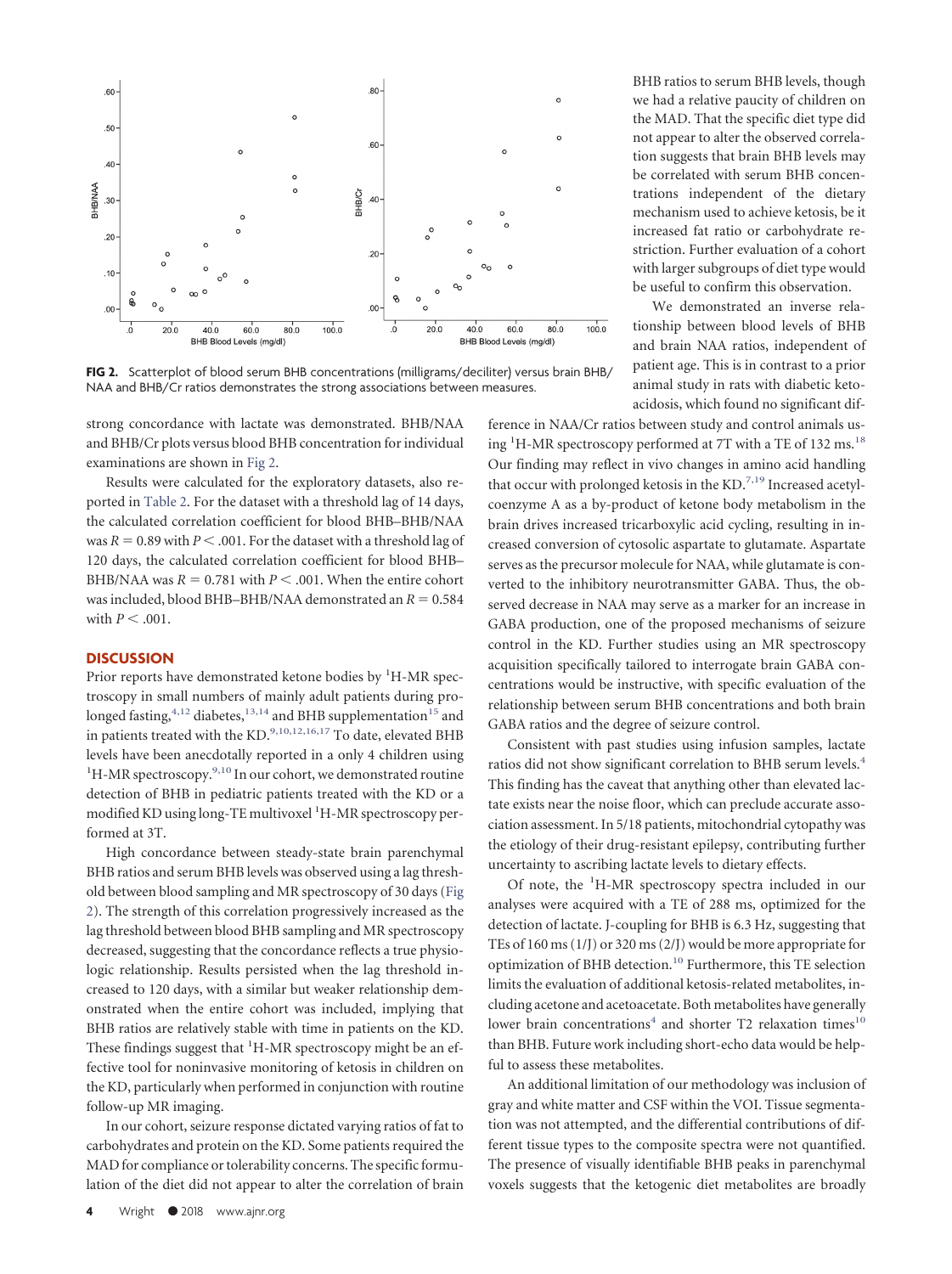**FIG 2.** Scatterplot of blood serum BHB concentrations (milligrams/deciliter) versus brain BHB/NAA and BHB/Cr ratios demonstrates the strong associations between measures.

strong concordance with lactate was demonstrated. BHB/NAA and BHB/Cr plots versus blood BHB concentration for individual examinations are shown in Fig 2.

Results were calculated for the exploratory datasets, also reported in Table 2. For the dataset with a threshold lag of 14 days, the calculated correlation coefficient for blood BHB–BHB/NAA was $R = 0.89$ with $P < .001$. For the dataset with a threshold lag of 120 days, the calculated correlation coefficient for blood BHB–BHB/NAA was $R = 0.781$ with $P < .001$. When the entire cohort was included, blood BHB–BHB/NAA demonstrated an $R = 0.584$ with $P < .001$.

## DISCUSSION

Prior reports have demonstrated ketone bodies by $^1$H-MR spectroscopy in small numbers of mainly adult patients during prolonged fasting,[4,12] diabetes,[13,14] and BHB supplementation[15] and in patients treated with the KD.[9,10,12,16,17] To date, elevated BHB levels have been anecdotally reported in a only 4 children using $^1$H-MR spectroscopy.[9,10] In our cohort, we demonstrated routine detection of BHB in pediatric patients treated with the KD or a modified KD using long-TE multivoxel $^1$H-MR spectroscopy performed at 3T.

High concordance between steady-state brain parenchymal BHB ratios and serum BHB levels was observed using a lag threshold between blood sampling and MR spectroscopy of 30 days (Fig 2). The strength of this correlation progressively increased as the lag threshold between blood BHB sampling and MR spectroscopy decreased, suggesting that the concordance reflects a true physiologic relationship. Results persisted when the lag threshold increased to 120 days, with a similar but weaker relationship demonstrated when the entire cohort was included, implying that BHB ratios are relatively stable with time in patients on the KD. These findings suggest that $^1$H-MR spectroscopy might be an effective tool for noninvasive monitoring of ketosis in children on the KD, particularly when performed in conjunction with routine follow-up MR imaging.

In our cohort, seizure response dictated varying ratios of fat to carbohydrates and protein on the KD. Some patients required the MAD for compliance or tolerability concerns. The specific formulation of the diet did not appear to alter the correlation of brain BHB ratios to serum BHB levels, though we had a relative paucity of children on the MAD. That the specific diet type did not appear to alter the observed correlation suggests that brain BHB levels may be correlated with serum BHB concentrations independent of the dietary mechanism used to achieve ketosis, be it increased fat ratio or carbohydrate restriction. Further evaluation of a cohort with larger subgroups of diet type would be useful to confirm this observation.

We demonstrated an inverse relationship between blood levels of BHB and brain NAA ratios, independent of patient age. This is in contrast to a prior animal study in rats with diabetic ketoacidosis, which found no significant difference in NAA/Cr ratios between study and control animals using $^1$H-MR spectroscopy performed at 7T with a TE of 132 ms.[18] Our finding may reflect in vivo changes in amino acid handling that occur with prolonged ketosis in the KD.[7,19] Increased acetyl-coenzyme A as a by-product of ketone body metabolism in the brain drives increased tricarboxylic acid cycling, resulting in increased conversion of cytosolic aspartate to glutamate. Aspartate serves as the precursor molecule for NAA, while glutamate is converted to the inhibitory neurotransmitter GABA. Thus, the observed decrease in NAA may serve as a marker for an increase in GABA production, one of the proposed mechanisms of seizure control in the KD. Further studies using an MR spectroscopy acquisition specifically tailored to interrogate brain GABA concentrations would be instructive, with specific evaluation of the relationship between serum BHB concentrations and both brain GABA ratios and the degree of seizure control.

Consistent with past studies using infusion samples, lactate ratios did not show significant correlation to BHB serum levels.[4] This finding has the caveat that anything other than elevated lactate exists near the noise floor, which can preclude accurate association assessment. In 5/18 patients, mitochondrial cytopathy was the etiology of their drug-resistant epilepsy, contributing further uncertainty to ascribing lactate levels to dietary effects.

Of note, the $^1$H-MR spectroscopy spectra included in our analyses were acquired with a TE of 288 ms, optimized for the detection of lactate. J-coupling for BHB is 6.3 Hz, suggesting that TEs of 160 ms (1/J) or 320 ms (2/J) would be more appropriate for optimization of BHB detection.[10] Furthermore, this TE selection limits the evaluation of additional ketosis-related metabolites, including acetone and acetoacetate. Both metabolites have generally lower brain concentrations[4] and shorter T2 relaxation times[10] than BHB. Future work including short-echo data would be helpful to assess these metabolites.

An additional limitation of our methodology was inclusion of gray and white matter and CSF within the VOI. Tissue segmentation was not attempted, and the differential contributions of different tissue types to the composite spectra were not quantified. The presence of visually identifiable BHB peaks in parenchymal voxels suggests that the ketogenic diet metabolites are broadly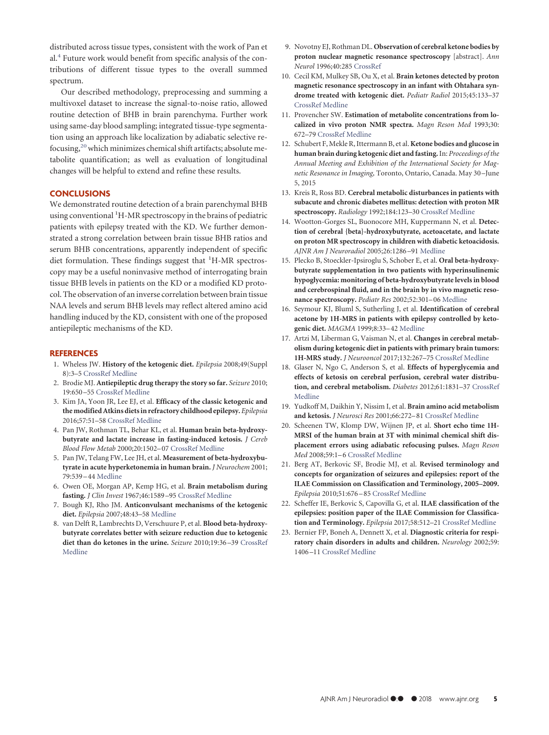distributed across tissue types, consistent with the work of Pan et al.[4] Future work would benefit from specific analysis of the contributions of different tissue types to the overall summed spectrum.

Our described methodology, preprocessing and summing a multivoxel dataset to increase the signal-to-noise ratio, allowed routine detection of BHB in brain parenchyma. Further work using same-day blood sampling; integrated tissue-type segmentation using an approach like localization by adiabatic selective refocusing,[20] which minimizes chemical shift artifacts; absolute metabolite quantification; as well as evaluation of longitudinal changes will be helpful to extend and refine these results.

## CONCLUSIONS

We demonstrated routine detection of a brain parenchymal BHB using conventional $^{1}$H-MR spectroscopy in the brains of pediatric patients with epilepsy treated with the KD. We further demonstrated a strong correlation between brain tissue BHB ratios and serum BHB concentrations, apparently independent of specific diet formulation. These findings suggest that $^{1}$H-MR spectroscopy may be a useful noninvasive method of interrogating brain tissue BHB levels in patients on the KD or a modified KD protocol. The observation of an inverse correlation between brain tissue NAA levels and serum BHB levels may reflect altered amino acid handling induced by the KD, consistent with one of the proposed antiepileptic mechanisms of the KD.

## REFERENCES

1. Wheless JW. **History of the ketogenic diet.** *Epilepsia* 2008;49(Suppl 8):3–5 CrossRef Medline
2. Brodie MJ. **Antiepileptic drug therapy the story so far.** *Seizure* 2010; 19:650–55 CrossRef Medline
3. Kim JA, Yoon JR, Lee EJ, et al. **Efficacy of the classic ketogenic and the modified Atkins diets in refractory childhood epilepsy.** *Epilepsia* 2016;57:51–58 CrossRef Medline
4. Pan JW, Rothman TL, Behar KL, et al. **Human brain beta-hydroxybutyrate and lactate increase in fasting-induced ketosis.** *J Cereb Blood Flow Metab* 2000;20:1502–07 CrossRef Medline
5. Pan JW, Telang FW, Lee JH, et al. **Measurement of beta-hydroxybutyrate in acute hyperketonemia in human brain.** *J Neurochem* 2001; 79:539–44 Medline
6. Owen OE, Morgan AP, Kemp HG, et al. **Brain metabolism during fasting.** *J Clin Invest* 1967;46:1589–95 CrossRef Medline
7. Bough KJ, Rho JM. **Anticonvulsant mechanisms of the ketogenic diet.** *Epilepsia* 2007;48:43–58 Medline
8. van Delft R, Lambrechts D, Verschuure P, et al. **Blood beta-hydroxybutyrate correlates better with seizure reduction due to ketogenic diet than do ketones in the urine.** *Seizure* 2010;19:36–39 CrossRef Medline
9. Novotny EJ, Rothman DL. **Observation of cerebral ketone bodies by proton nuclear magnetic resonance spectroscopy** [abstract]. *Ann Neurol* 1996;40:285 CrossRef
10. Cecil KM, Mulkey SB, Ou X, et al. **Brain ketones detected by proton magnetic resonance spectroscopy in an infant with Ohtahara syndrome treated with ketogenic diet.** *Pediatr Radiol* 2015;45:133–37 CrossRef Medline
11. Provencher SW. **Estimation of metabolite concentrations from localized in vivo proton NMR spectra.** *Magn Reson Med* 1993;30: 672–79 CrossRef Medline
12. Schubert F, Mekle R, Ittermann B, et al. **Ketone bodies and glucose in human brain during ketogenic diet and fasting.** In: *Proceedings of the Annual Meeting and Exhibition of the International Society for Magnetic Resonance in Imaging,* Toronto, Ontario, Canada. May 30–June 5, 2015
13. Kreis R, Ross BD. **Cerebral metabolic disturbances in patients with subacute and chronic diabetes mellitus: detection with proton MR spectroscopy.** *Radiology* 1992;184:123–30 CrossRef Medline
14. Wootton-Gorges SL, Buonocore MH, Kuppermann N, et al. **Detection of cerebral {beta}-hydroxybutyrate, acetoacetate, and lactate on proton MR spectroscopy in children with diabetic ketoacidosis.** *AJNR Am J Neuroradiol* 2005;26:1286–91 Medline
15. Plecko B, Stoeckler-Ipsiroglu S, Schober E, et al. **Oral beta-hydroxybutyrate supplementation in two patients with hyperinsulinemic hypoglycemia: monitoring of beta-hydroxybutyrate levels in blood and cerebrospinal fluid, and in the brain by in vivo magnetic resonance spectroscopy.** *Pediatr Res* 2002;52:301–06 Medline
16. Seymour KJ, Bluml S, Sutherling J, et al. **Identification of cerebral acetone by 1H-MRS in patients with epilepsy controlled by ketogenic diet.** *MAGMA* 1999;8:33–42 Medline
17. Artzi M, Liberman G, Vaisman N, et al. **Changes in cerebral metabolism during ketogenic diet in patients with primary brain tumors: 1H-MRS study.** *J Neurooncol* 2017;132:267–75 CrossRef Medline
18. Glaser N, Ngo C, Anderson S, et al. **Effects of hyperglycemia and effects of ketosis on cerebral perfusion, cerebral water distribution, and cerebral metabolism.** *Diabetes* 2012;61:1831–37 CrossRef Medline
19. Yudkoff M, Daikhin Y, Nissim I, et al. **Brain amino acid metabolism and ketosis.** *J Neurosci Res* 2001;66:272–81 CrossRef Medline
20. Scheenen TW, Klomp DW, Wijnen JP, et al. **Short echo time 1H-MRSI of the human brain at 3T with minimal chemical shift displacement errors using adiabatic refocusing pulses.** *Magn Reson Med* 2008;59:1–6 CrossRef Medline
21. Berg AT, Berkovic SF, Brodie MJ, et al. **Revised terminology and concepts for organization of seizures and epilepsies: report of the ILAE Commission on Classification and Terminology, 2005–2009.** *Epilepsia* 2010;51:676–85 CrossRef Medline
22. Scheffer IE, Berkovic S, Capovilla G, et al. **ILAE classification of the epilepsies: position paper of the ILAE Commission for Classification and Terminology.** *Epilepsia* 2017;58:512–21 CrossRef Medline
23. Bernier FP, Boneh A, Dennett X, et al. **Diagnostic criteria for respiratory chain disorders in adults and children.** *Neurology* 2002;59: 1406–11 CrossRef Medline